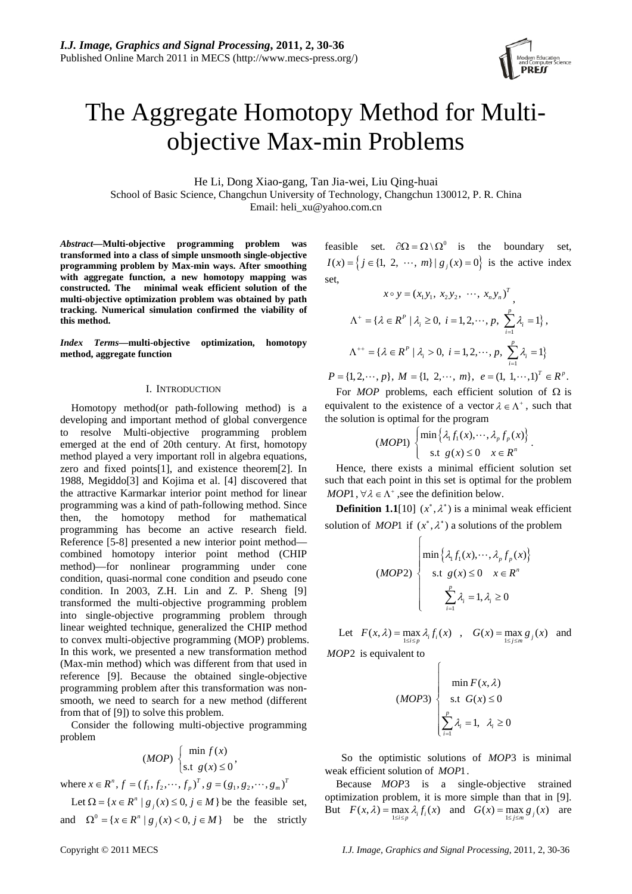# The Aggregate Homotopy Method for Multi-objective Max-min Problems

He Li, Dong Xiao-gang, Tan Jia-wei, Liu Qing-huai

School of Basic Science, Changchun University of Technology, Changchun 130012, P. R. China

Email: heli_xu@yahoo.com.cn

***Abstract*—Multi-objective programming problem was transformed into a class of simple unsmooth single-objective programming problem by Max-min ways. After smoothing with aggregate function, a new homotopy mapping was constructed. The minimal weak efficient solution of the multi-objective optimization problem was obtained by path tracking. Numerical simulation confirmed the viability of this method.**

***Index Terms*—multi-objective optimization, homotopy method, aggregate function**

## I. INTRODUCTION

Homotopy method(or path-following method) is a developing and important method of global convergence to resolve Multi-objective programming problem emerged at the end of 20th century. At first, homotopy method played a very important roll in algebra equations, zero and fixed points[1], and existence theorem[2]. In 1988, Megiddo[3] and Kojima et al. [4] discovered that the attractive Karmarkar interior point method for linear programming was a kind of path-following method. Since then, the homotopy method for mathematical programming has become an active research field. Reference [5-8] presented a new interior point method—combined homotopy interior point method (CHIP method)—for nonlinear programming under cone condition, quasi-normal cone condition and pseudo cone condition. In 2003, Z.H. Lin and Z. P. Sheng [9] transformed the multi-objective programming problem into single-objective programming problem through linear weighted technique, generalized the CHIP method to convex multi-objective programming (MOP) problems. In this work, we presented a new transformation method (Max-min method) which was different from that used in reference [9]. Because the obtained single-objective programming problem after this transformation was non-smooth, we need to search for a new method (different from that of [9]) to solve this problem.

Consider the following multi-objective programming problem

$$(MOP)\ \begin{cases} \min f(x) \\ \text{s.t } g(x) \le 0 \end{cases},$$

where $x \in R^n$, $f = (f_1, f_2, \cdots, f_p)^T$, $g = (g_1, g_2, \cdots, g_m)^T$

Let $\Omega = \{x \in R^n \mid g_j(x) \le 0, j \in M\}$ be the feasible set, and $\Omega^0 = \{x \in R^n \mid g_j(x) < 0, j \in M\}$ be the strictly feasible set. $\partial\Omega = \Omega \setminus \Omega^0$ is the boundary set, $I(x) = \left\{ j \in \{1,\ 2,\ \cdots,\ m\} \mid g_j(x) = 0 \right\}$ is the active index set,

$$x \circ y = (x_1 y_1,\ x_2 y_2,\ \cdots,\ x_n y_n)^T,$$

$$\Lambda^+ = \{\lambda \in R^P \mid \lambda_i \ge 0,\ i = 1, 2, \cdots, p,\ \sum_{i=1}^{p} \lambda_i = 1\},$$

$$\Lambda^{++} = \{\lambda \in R^P \mid \lambda_i > 0,\ i = 1, 2, \cdots, p,\ \sum_{i=1}^{p} \lambda_i = 1\}$$

$P = \{1, 2, \cdots, p\}$, $M = \{1,\ 2, \cdots,\ m\}$, $e = (1,\ 1, \cdots, 1)^T \in R^p$.

For *MOP* problems, each efficient solution of $\Omega$ is equivalent to the existence of a vector $\lambda \in \Lambda^+$, such that the solution is optimal for the program

$$(MOP1)\ \begin{cases} \min\left\{\lambda_1 f_1(x), \cdots, \lambda_p f_p(x)\right\} \\ \text{s.t } g(x) \le 0 \quad x \in R^n \end{cases}.$$

Hence, there exists a minimal efficient solution set such that each point in this set is optimal for the problem $MOP1$, $\forall \lambda \in \Lambda^+$, see the definition below.

**Definition 1.1**[10] $(x^*, \lambda^*)$ is a minimal weak efficient solution of $MOP1$ if $(x^*, \lambda^*)$ a solutions of the problem

$$(MOP2)\ \begin{cases} \min\left\{\lambda_1 f_1(x), \cdots, \lambda_p f_p(x)\right\} \\ \text{s.t } g(x) \le 0 \quad x \in R^n \\ \sum_{i=1}^{p} \lambda_i = 1, \lambda_i \ge 0 \end{cases}$$

Let $F(x, \lambda) = \max_{1 \le i \le p} \lambda_i f_i(x)$, $G(x) = \max_{1 \le j \le m} g_j(x)$ and $MOP2$ is equivalent to

$$(MOP3)\ \begin{cases} \min F(x, \lambda) \\ \text{s.t } G(x) \le 0 \\ \sum_{i=1}^{p} \lambda_i = 1,\ \ \lambda_i \ge 0 \end{cases}$$

So the optimistic solutions of $MOP3$ is minimal weak efficient solution of $MOP1$.

Because $MOP3$ is a single-objective strained optimization problem, it is more simple than that in [9]. But $F(x, \lambda) = \max_{1 \le i \le p} \lambda_i f_i(x)$ and $G(x) = \max_{1 \le j \le m} g_j(x)$ are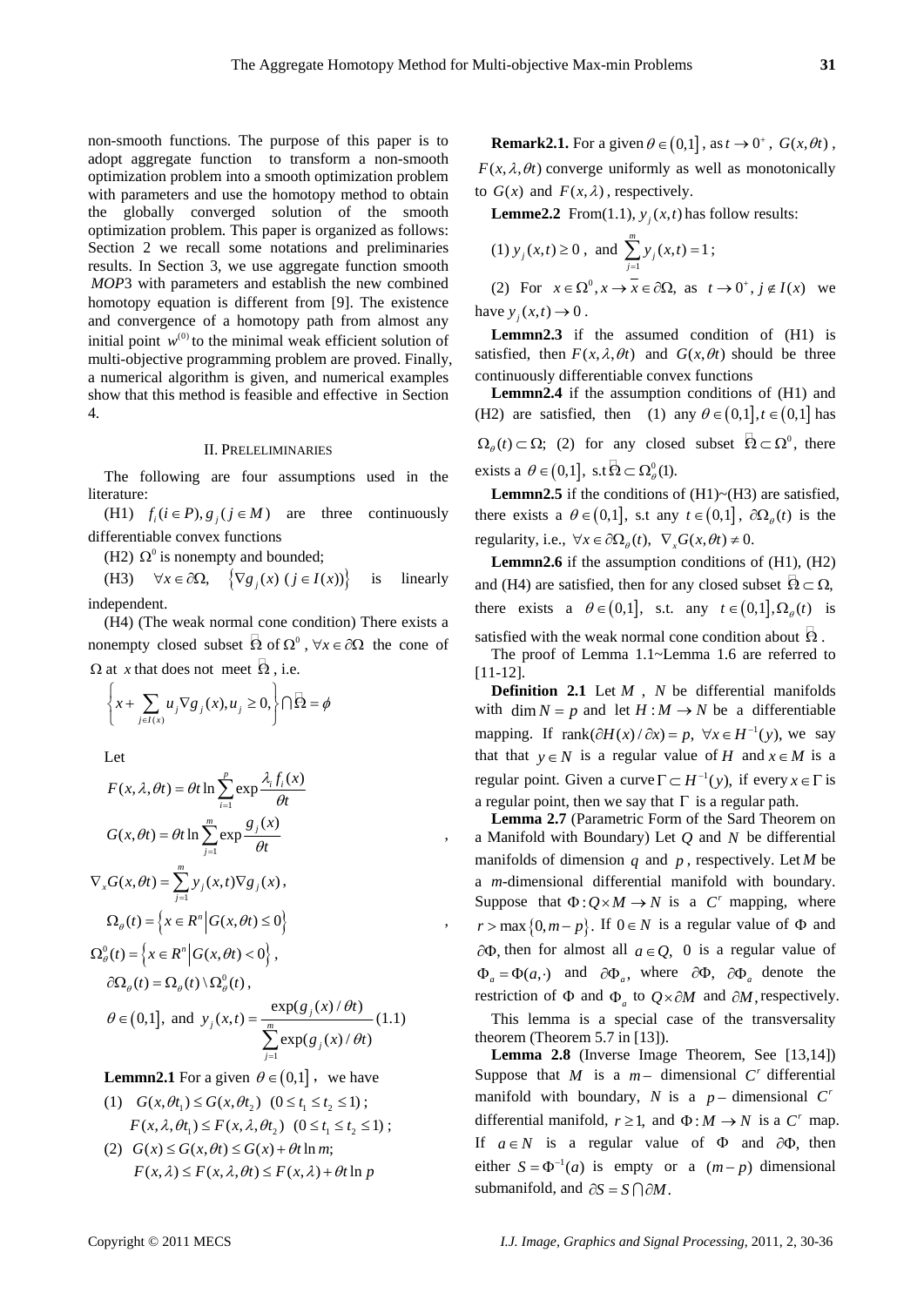non-smooth functions. The purpose of this paper is to adopt aggregate function to transform a non-smooth optimization problem into a smooth optimization problem with parameters and use the homotopy method to obtain the globally converged solution of the smooth optimization problem. This paper is organized as follows: Section 2 we recall some notations and preliminaries results. In Section 3, we use aggregate function smooth $MOP3$ with parameters and establish the new combined homotopy equation is different from [9]. The existence and convergence of a homotopy path from almost any initial point $w^{(0)}$ to the minimal weak efficient solution of multi-objective programming problem are proved. Finally, a numerical algorithm is given, and numerical examples show that this method is feasible and effective in Section 4.

## II. PRELELIMINARIES

The following are four assumptions used in the literature:

(H1) $f_i (i \in P), g_j (j \in M)$ are three continuously differentiable convex functions

(H2) $\Omega^0$ is nonempty and bounded;

(H3) $\forall x \in \partial\Omega, \quad \{\nabla g_j(x) \ (j \in I(x))\}$ is linearly independent.

(H4) (The weak normal cone condition) There exists a nonempty closed subset $\tilde{\Omega}$ of $\Omega^0$, $\forall x \in \partial\Omega$ the cone of $\Omega$ at $x$ that does not meet $\tilde{\Omega}$, i.e.

$$\left\{ x + \sum_{j \in I(x)} u_j \nabla g_j(x), u_j \geq 0, \right\} \bigcap \tilde{\Omega} = \phi$$

Let

$$F(x,\lambda,\theta t) = \theta t \ln \sum_{i=1}^{p} \exp \frac{\lambda_i f_i(x)}{\theta t}$$

$$G(x,\theta t) = \theta t \ln \sum_{j=1}^{m} \exp \frac{g_j(x)}{\theta t} ,$$

$$\nabla_x G(x,\theta t) = \sum_{j=1}^{m} y_j(x,t) \nabla g_j(x),$$

$$\Omega_\theta(t) = \left\{ x \in R^n \middle| G(x,\theta t) \leq 0 \right\} ,$$

$$\Omega_\theta^0(t) = \left\{ x \in R^n \middle| G(x,\theta t) < 0 \right\},$$

$$\partial\Omega_\theta(t) = \Omega_\theta(t) \setminus \Omega_\theta^0(t),$$

$$\theta \in (0,1], \text{ and } y_j(x,t) = \frac{\exp(g_j(x)/\theta t)}{\sum_{j=1}^{m} \exp(g_j(x)/\theta t)} \quad (1.1)$$

**Lemmn2.1** For a given $\theta \in (0,1]$, we have

(1) $G(x,\theta t_1) \leq G(x,\theta t_2) \ \ (0 \leq t_1 \leq t_2 \leq 1)$;
$F(x,\lambda,\theta t_1) \leq F(x,\lambda,\theta t_2) \ \ (0 \leq t_1 \leq t_2 \leq 1)$;

(2) $G(x) \leq G(x,\theta t) \leq G(x) + \theta t \ln m$;
$F(x,\lambda) \leq F(x,\lambda,\theta t) \leq F(x,\lambda) + \theta t \ln p$

**Remark2.1.** For a given $\theta \in (0,1]$, as $t \to 0^+$, $G(x,\theta t)$, $F(x,\lambda,\theta t)$ converge uniformly as well as monotonically to $G(x)$ and $F(x,\lambda)$, respectively.

**Lemme2.2** From(1.1), $y_j(x,t)$ has follow results:

(1) $y_j(x,t) \geq 0$, and $\sum_{j=1}^{m} y_j(x,t) = 1$;

(2) For $x \in \Omega^0, x \to \bar{x} \in \partial\Omega$, as $t \to 0^+, j \notin I(x)$ we have $y_j(x,t) \to 0$.

**Lemmn2.3** if the assumed condition of (H1) is satisfied, then $F(x,\lambda,\theta t)$ and $G(x,\theta t)$ should be three continuously differentiable convex functions

**Lemmn2.4** if the assumption conditions of (H1) and (H2) are satisfied, then (1) any $\theta \in (0,1], t \in (0,1]$ has $\Omega_\theta(t) \subset \Omega$; (2) for any closed subset $\tilde{\Omega} \subset \Omega^0$, there exists a $\theta \in (0,1]$, s.t $\tilde{\Omega} \subset \Omega_\theta^0(1)$.

**Lemmn2.5** if the conditions of (H1)~(H3) are satisfied, there exists a $\theta \in (0,1]$, s.t any $t \in (0,1]$, $\partial\Omega_\theta(t)$ is the regularity, i.e., $\forall x \in \partial\Omega_\theta(t), \ \nabla_x G(x,\theta t) \neq 0.$

**Lemmn2.6** if the assumption conditions of (H1), (H2) and (H4) are satisfied, then for any closed subset $\tilde{\Omega} \subset \Omega$, there exists a $\theta \in (0,1]$, s.t. any $t \in (0,1], \Omega_\theta(t)$ is satisfied with the weak normal cone condition about $\tilde{\Omega}$.

The proof of Lemma 1.1~Lemma 1.6 are referred to [11-12].

**Definition 2.1** Let $M$, $N$ be differential manifolds with $\dim N = p$ and let $H : M \to N$ be a differentiable mapping. If $\text{rank}(\partial H(x)/\partial x) = p, \ \forall x \in H^{-1}(y)$, we say that that $y \in N$ is a regular value of $H$ and $x \in M$ is a regular point. Given a curve $\Gamma \subset H^{-1}(y)$, if every $x \in \Gamma$ is a regular point, then we say that $\Gamma$ is a regular path.

**Lemma 2.7** (Parametric Form of the Sard Theorem on a Manifold with Boundary) Let $Q$ and $N$ be differential manifolds of dimension $q$ and $p$, respectively. Let $M$ be a $m$-dimensional differential manifold with boundary. Suppose that $\Phi : Q \times M \to N$ is a $C^r$ mapping, where $r > \max\{0, m-p\}$. If $0 \in N$ is a regular value of $\Phi$ and $\partial\Phi$, then for almost all $a \in Q$, $0$ is a regular value of $\Phi_a = \Phi(a,\cdot)$ and $\partial\Phi_a$, where $\partial\Phi, \ \partial\Phi_a$ denote the restriction of $\Phi$ and $\Phi_a$ to $Q \times \partial M$ and $\partial M$, respectively.

This lemma is a special case of the transversality theorem (Theorem 5.7 in [13]).

**Lemma 2.8** (Inverse Image Theorem, See [13,14]) Suppose that $M$ is a $m-$ dimensional $C^r$ differential manifold with boundary, $N$ is a $p-$ dimensional $C^r$ differential manifold, $r \geq 1$, and $\Phi : M \to N$ is a $C^r$ map. If $a \in N$ is a regular value of $\Phi$ and $\partial\Phi$, then either $S = \Phi^{-1}(a)$ is empty or a $(m-p)$ dimensional submanifold, and $\partial S = S \bigcap \partial M$.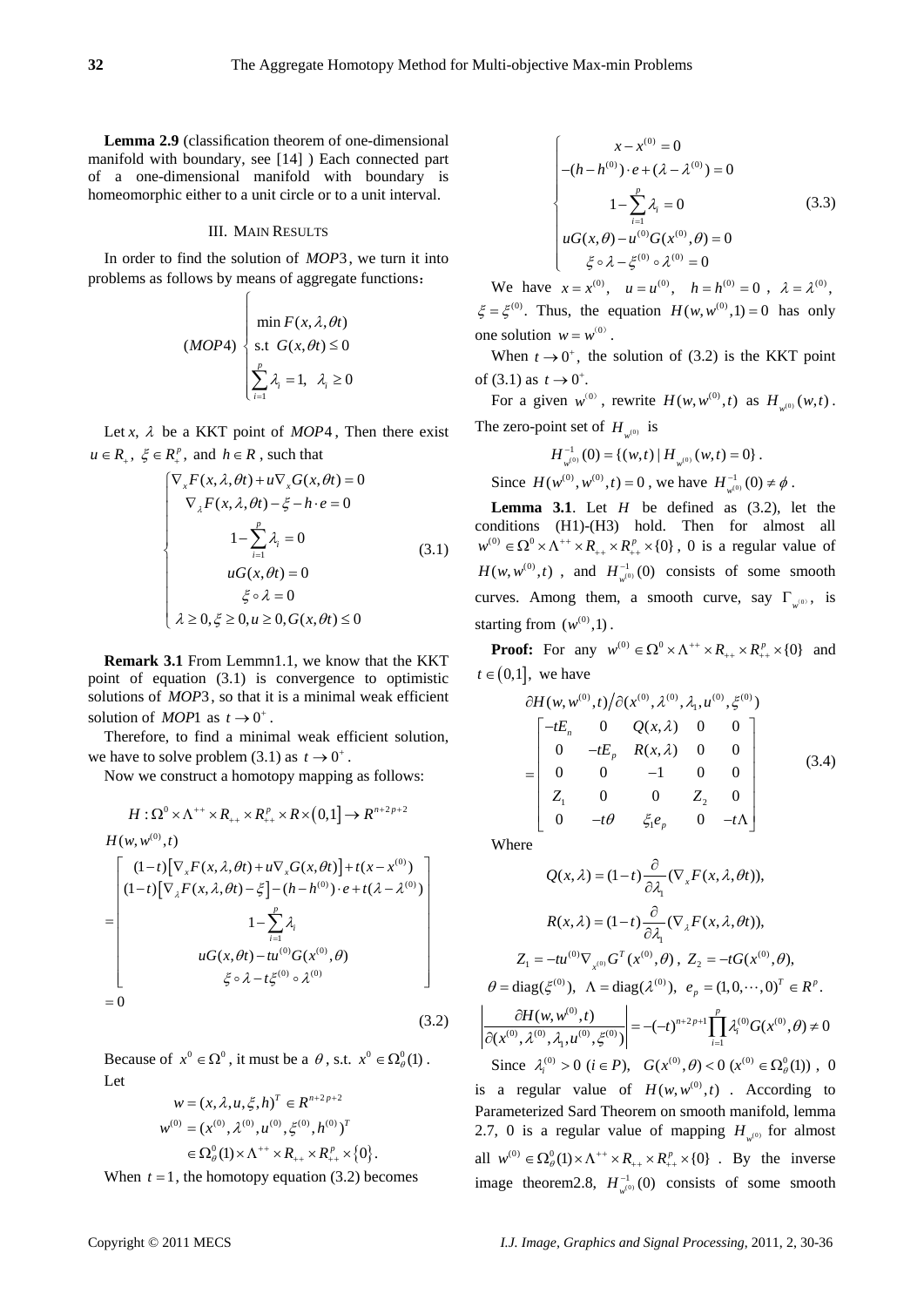**Lemma 2.9** (classification theorem of one-dimensional manifold with boundary, see [14] ) Each connected part of a one-dimensional manifold with boundary is homeomorphic either to a unit circle or to a unit interval.

## III. Main Results

In order to find the solution of $MOP3$, we turn it into problems as follows by means of aggregate functions：

$$
(MOP4)\begin{cases}\min F(x,\lambda,\theta t)\\ \text{s.t } G(x,\theta t)\le 0\\ \sum_{i=1}^{p}\lambda_i=1,\ \ \lambda_i\ge 0\end{cases}
$$

Let $x$, $\lambda$ be a KKT point of $MOP4$, Then there exist $u\in R_+$, $\xi\in R_+^p$, and $h\in R$, such that

$$
\begin{cases}\nabla_x F(x,\lambda,\theta t)+u\nabla_x G(x,\theta t)=0\\ \nabla_\lambda F(x,\lambda,\theta t)-\xi-h\cdot e=0\\ 1-\sum_{i=1}^{p}\lambda_i=0\\ uG(x,\theta t)=0\\ \xi\circ\lambda=0\\ \lambda\ge 0,\xi\ge 0,u\ge 0,G(x,\theta t)\le 0\end{cases}\tag{3.1}
$$

**Remark 3.1** From Lemmn1.1, we know that the KKT point of equation (3.1) is convergence to optimistic solutions of $MOP3$, so that it is a minimal weak efficient solution of $MOP1$ as $t\to 0^+$.

Therefore, to find a minimal weak efficient solution, we have to solve problem (3.1) as $t\to 0^+$.

Now we construct a homotopy mapping as follows:

$$
H:\Omega^0\times\Lambda^{++}\times R_{++}\times R_{++}^p\times R\times(0,1]\to R^{n+2p+2}
$$

$$
H(w,w^{(0)},t)=\begin{bmatrix}(1-t)\left[\nabla_x F(x,\lambda,\theta t)+u\nabla_x G(x,\theta t)\right]+t(x-x^{(0)})\\ (1-t)\left[\nabla_\lambda F(x,\lambda,\theta t)-\xi\right]-(h-h^{(0)})\cdot e+t(\lambda-\lambda^{(0)})\\ 1-\sum_{i=1}^{p}\lambda_i\\ uG(x,\theta t)-tu^{(0)}G(x^{(0)},\theta)\\ \xi\circ\lambda-t\xi^{(0)}\circ\lambda^{(0)}\end{bmatrix}=0\tag{3.2}
$$

Because of $x^0\in\Omega^0$, it must be a $\theta$, s.t. $x^0\in\Omega^0_\theta(1)$. Let

$$
w=(x,\lambda,u,\xi,h)^T\in R^{n+2p+2}
$$

$$
w^{(0)}=(x^{(0)},\lambda^{(0)},u^{(0)},\xi^{(0)},h^{(0)})^T\in\Omega^0_\theta(1)\times\Lambda^{++}\times R_{++}\times R^p_{++}\times\{0\}.
$$

When $t=1$, the homotopy equation (3.2) becomes

$$
\begin{cases}x-x^{(0)}=0\\ -(h-h^{(0)})\cdot e+(\lambda-\lambda^{(0)})=0\\ 1-\sum_{i=1}^{p}\lambda_i=0\\ uG(x,\theta)-u^{(0)}G(x^{(0)},\theta)=0\\ \xi\circ\lambda-\xi^{(0)}\circ\lambda^{(0)}=0\end{cases}\tag{3.3}
$$

We have $x=x^{(0)}$, $u=u^{(0)}$, $h=h^{(0)}=0$, $\lambda=\lambda^{(0)}$, $\xi=\xi^{(0)}$. Thus, the equation $H(w,w^{(0)},1)=0$ has only one solution $w=w^{(0)}$.

When $t\to 0^+$, the solution of (3.2) is the KKT point of (3.1) as $t\to 0^+$.

For a given $w^{(0)}$, rewrite $H(w,w^{(0)},t)$ as $H_{w^{(0)}}(w,t)$. The zero-point set of $H_{w^{(0)}}$ is

$$
H^{-1}_{w^{(0)}}(0)=\{(w,t)\,|\,H_{w^{(0)}}(w,t)=0\}.
$$

Since $H(w^{(0)},w^{(0)},t)=0$, we have $H^{-1}_{w^{(0)}}(0)\ne\phi$.

**Lemma 3.1**. Let $H$ be defined as (3.2), let the conditions (H1)-(H3) hold. Then for almost all $w^{(0)}\in\Omega^0\times\Lambda^{++}\times R_{++}\times R^p_{++}\times\{0\}$, 0 is a regular value of $H(w,w^{(0)},t)$, and $H^{-1}_{w^{(0)}}(0)$ consists of some smooth curves. Among them, a smooth curve, say $\Gamma_{w^{(0)}}$, is starting from $(w^{(0)},1)$.

**Proof:** For any $w^{(0)}\in\Omega^0\times\Lambda^{++}\times R_{++}\times R^p_{++}\times\{0\}$ and $t\in(0,1]$, we have

$$
\partial H(w,w^{(0)},t)/\partial(x^{(0)},\lambda^{(0)},\lambda_1,u^{(0)},\xi^{(0)})=\begin{bmatrix}-tE_n & 0 & Q(x,\lambda) & 0 & 0\\ 0 & -tE_p & R(x,\lambda) & 0 & 0\\ 0 & 0 & -1 & 0 & 0\\ Z_1 & 0 & 0 & Z_2 & 0\\ 0 & -t\theta & \xi_1 e_p & 0 & -t\Lambda\end{bmatrix}\tag{3.4}
$$

Where

$$
Q(x,\lambda)=(1-t)\frac{\partial}{\partial\lambda_1}(\nabla_x F(x,\lambda,\theta t)),
$$

$$
R(x,\lambda)=(1-t)\frac{\partial}{\partial\lambda_1}(\nabla_\lambda F(x,\lambda,\theta t)),
$$

$$
Z_1=-tu^{(0)}\nabla_{x^{(0)}}G^T(x^{(0)},\theta),\ \ Z_2=-tG(x^{(0)},\theta),
$$

$$
\theta=\operatorname{diag}(\xi^{(0)}),\ \ \Lambda=\operatorname{diag}(\lambda^{(0)}),\ \ e_p=(1,0,\cdots,0)^T\in R^p.
$$

$$
\left|\frac{\partial H(w,w^{(0)},t)}{\partial(x^{(0)},\lambda^{(0)},\lambda_1,u^{(0)},\xi^{(0)})}\right|=-(-t)^{n+2p+1}\prod_{i=1}^{p}\lambda_i^{(0)}G(x^{(0)},\theta)\ne 0
$$

Since $\lambda_i^{(0)}>0\ (i\in P)$, $G(x^{(0)},\theta)<0\ (x^{(0)}\in\Omega^0_\theta(1))$, 0 is a regular value of $H(w,w^{(0)},t)$. According to Parameterized Sard Theorem on smooth manifold, lemma 2.7, 0 is a regular value of mapping $H_{w^{(0)}}$ for almost all $w^{(0)}\in\Omega^0_\theta(1)\times\Lambda^{++}\times R_{++}\times R^p_{++}\times\{0\}$. By the inverse image theorem2.8, $H^{-1}_{w^{(0)}}(0)$ consists of some smooth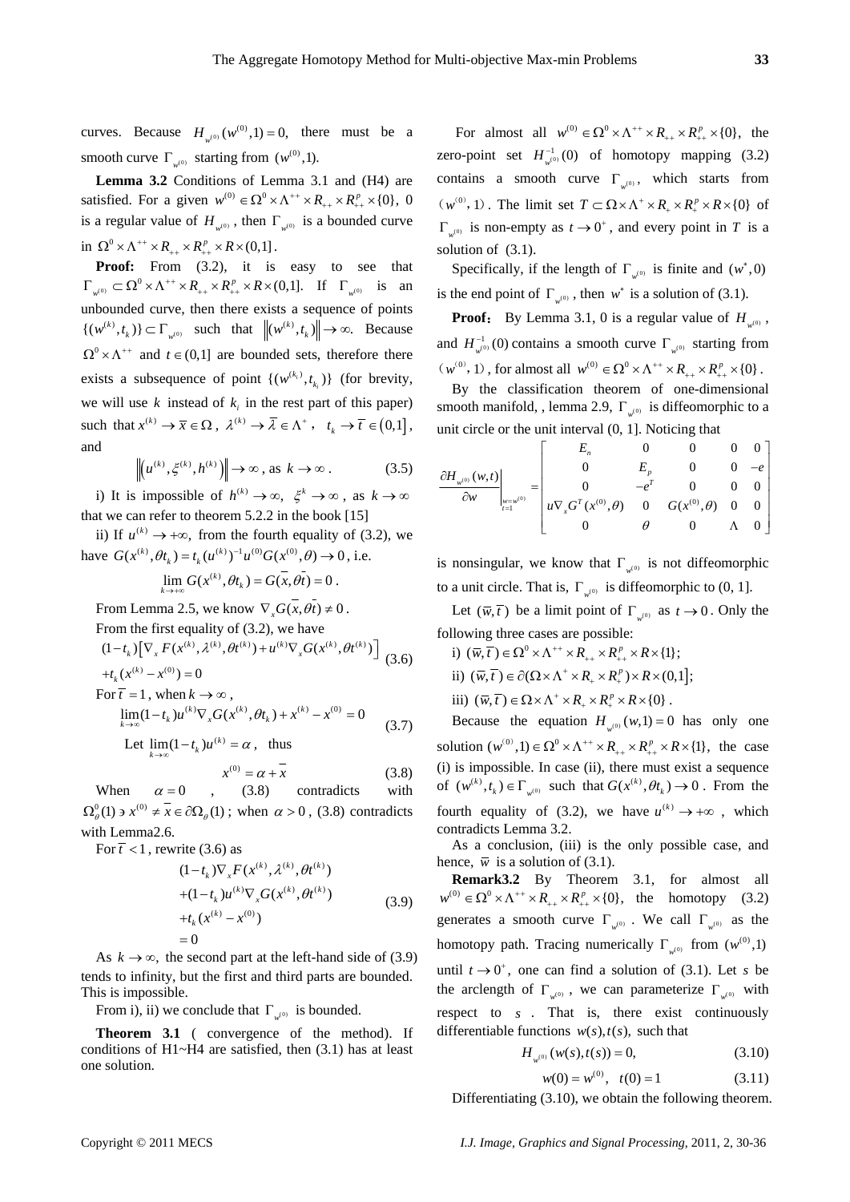curves. Because $H_{w^{(0)}}(w^{(0)},1)=0$, there must be a smooth curve $\Gamma_{w^{(0)}}$ starting from $(w^{(0)},1)$.

**Lemma 3.2** Conditions of Lemma 3.1 and (H4) are satisfied. For a given $w^{(0)} \in \Omega^0 \times \Lambda^{++} \times R_{++} \times R_{++}^p \times \{0\}$, 0 is a regular value of $H_{w^{(0)}}$, then $\Gamma_{w^{(0)}}$ is a bounded curve in $\Omega^0 \times \Lambda^{++} \times R_{++} \times R_{++}^p \times R \times (0,1]$.

**Proof:** From (3.2), it is easy to see that $\Gamma_{w^{(0)}} \subset \Omega^0 \times \Lambda^{++} \times R_{++} \times R_{++}^p \times R \times (0,1]$. If $\Gamma_{w^{(0)}}$ is an unbounded curve, then there exists a sequence of points $\{(w^{(k)},t_k)\} \subset \Gamma_{w^{(0)}}$ such that $\left\|(w^{(k)},t_k)\right\| \to \infty$. Because $\Omega^0 \times \Lambda^{++}$ and $t \in (0,1]$ are bounded sets, therefore there exists a subsequence of point $\{(w^{(k_i)},t_{k_i})\}$ (for brevity, we will use $k$ instead of $k_i$ in the rest part of this paper) such that $x^{(k)} \to \bar{x} \in \Omega$, $\lambda^{(k)} \to \bar{\lambda} \in \Lambda^+$, $t_k \to \bar{t} \in (0,1]$, and

$$\left\|\left(u^{(k)},\xi^{(k)},h^{(k)}\right)\right\| \to \infty \text{, as } k \to \infty . \tag{3.5}$$

i) It is impossible of $h^{(k)} \to \infty$, $\xi^k \to \infty$, as $k \to \infty$ that we can refer to theorem 5.2.2 in the book [15]

ii) If $u^{(k)} \to +\infty$, from the fourth equality of (3.2), we have $G(x^{(k)},\theta t_k) = t_k (u^{(k)})^{-1} u^{(0)} G(x^{(0)},\theta) \to 0$, i.e.

$$\lim_{k\to+\infty} G(x^{(k)},\theta t_k) = G(\bar{x},\theta \bar{t}) = 0 .$$

From Lemma 2.5, we know $\nabla_x G(\bar{x},\theta \bar{t}) \neq 0$.

From the first equality of (3.2), we have

$$\begin{aligned}&(1-t_k)\left[\nabla_x F(x^{(k)},\lambda^{(k)},\theta t^{(k)}) + u^{(k)} \nabla_x G(x^{(k)},\theta t^{(k)})\right] \\ &+ t_k (x^{(k)} - x^{(0)}) = 0\end{aligned} \tag{3.6}$$

For $\bar{t}=1$, when $k \to \infty$,

$$\lim_{k\to\infty}(1-t_k) u^{(k)} \nabla_x G(x^{(k)},\theta t_k) + x^{(k)} - x^{(0)} = 0 \tag{3.7}$$

Let $\lim_{k\to\infty}(1-t_k)u^{(k)} = \alpha$, thus

$$x^{(0)} = \alpha + \bar{x} \tag{3.8}$$

When $\alpha = 0$, (3.8) contradicts with $\Omega_\theta^0(1) \ni x^{(0)} \neq \bar{x} \in \partial\Omega_\theta(1)$; when $\alpha > 0$, (3.8) contradicts with Lemma2.6.

For $\bar{t} < 1$, rewrite (3.6) as

$$\begin{aligned}&(1-t_k)\nabla_x F(x^{(k)},\lambda^{(k)},\theta t^{(k)}) \\ &+(1-t_k)u^{(k)}\nabla_x G(x^{(k)},\theta t^{(k)}) \\ &+t_k(x^{(k)}-x^{(0)}) \\ &=0\end{aligned} \tag{3.9}$$

As $k \to \infty$, the second part at the left-hand side of (3.9) tends to infinity, but the first and third parts are bounded. This is impossible.

From i), ii) we conclude that $\Gamma_{w^{(0)}}$ is bounded.

**Theorem 3.1** ( convergence of the method). If conditions of H1~H4 are satisfied, then (3.1) has at least one solution.

For almost all $w^{(0)} \in \Omega^0 \times \Lambda^{++} \times R_{++} \times R_{++}^p \times \{0\}$, the zero-point set $H_{w^{(0)}}^{-1}(0)$ of homotopy mapping (3.2) contains a smooth curve $\Gamma_{w^{(0)}}$, which starts from $(w^{(0)},1)$. The limit set $T \subset \Omega \times \Lambda^+ \times R_+ \times R_+^p \times R \times \{0\}$ of $\Gamma_{w^{(0)}}$ is non-empty as $t \to 0^+$, and every point in $T$ is a solution of (3.1).

Specifically, if the length of $\Gamma_{w^{(0)}}$ is finite and $(w^*,0)$ is the end point of $\Gamma_{w^{(0)}}$, then $w^*$ is a solution of (3.1).

**Proof**: By Lemma 3.1, 0 is a regular value of $H_{w^{(0)}}$, and $H_{w^{(0)}}^{-1}(0)$ contains a smooth curve $\Gamma_{w^{(0)}}$ starting from $(w^{(0)},1)$, for almost all $w^{(0)} \in \Omega^0 \times \Lambda^{++} \times R_{++} \times R_{++}^p \times \{0\}$.

By the classification theorem of one-dimensional smooth manifold, , lemma 2.9, $\Gamma_{w^{(0)}}$ is diffeomorphic to a unit circle or the unit interval (0, 1]. Noticing that

$$\left.\frac{\partial H_{w^{(0)}}(w,t)}{\partial w}\right|_{\substack{w=w^{(0)}\\ t=1}} = \begin{bmatrix} E_n & 0 & 0 & 0 & 0 \\ 0 & E_p & 0 & 0 & -e \\ 0 & -e^T & 0 & 0 & 0 \\ u\nabla_x G^T(x^{(0)},\theta) & 0 & G(x^{(0)},\theta) & 0 & 0 \\ 0 & \theta & 0 & \Lambda & 0 \end{bmatrix}$$

is nonsingular, we know that $\Gamma_{w^{(0)}}$ is not diffeomorphic to a unit circle. That is, $\Gamma_{w^{(0)}}$ is diffeomorphic to (0, 1].

Let $(\bar{w},\bar{t})$ be a limit point of $\Gamma_{w^{(0)}}$ as $t \to 0$. Only the following three cases are possible:

i) $(\bar{w},\bar{t}) \in \Omega^0 \times \Lambda^{++} \times R_{++} \times R_{++}^p \times R \times \{1\}$;

ii) $(\bar{w},\bar{t}) \in \partial(\Omega \times \Lambda^+ \times R_+ \times R_+^p) \times R \times (0,1]$;

iii) $(\bar{w},\bar{t}) \in \Omega \times \Lambda^+ \times R_+ \times R_+^p \times R \times \{0\}$.

Because the equation $H_{w^{(0)}}(w,1)=0$ has only one solution $(w^{(0)},1) \in \Omega^0 \times \Lambda^{++} \times R_{++} \times R_{++}^p \times R \times \{1\}$, the case (i) is impossible. In case (ii), there must exist a sequence of $(w^{(k)},t_k) \in \Gamma_{w^{(0)}}$ such that $G(x^{(k)},\theta t_k) \to 0$. From the fourth equality of (3.2), we have $u^{(k)} \to +\infty$, which contradicts Lemma 3.2.

As a conclusion, (iii) is the only possible case, and hence, $\bar{w}$ is a solution of (3.1).

**Remark3.2** By Theorem 3.1, for almost all $w^{(0)} \in \Omega^0 \times \Lambda^{++} \times R_{++} \times R_{++}^p \times \{0\}$, the homotopy (3.2) generates a smooth curve $\Gamma_{w^{(0)}}$. We call $\Gamma_{w^{(0)}}$ as the homotopy path. Tracing numerically $\Gamma_{w^{(0)}}$ from $(w^{(0)},1)$ until $t \to 0^+$, one can find a solution of (3.1). Let $s$ be the arclength of $\Gamma_{w^{(0)}}$, we can parameterize $\Gamma_{w^{(0)}}$ with respect to $s$. That is, there exist continuously differentiable functions $w(s), t(s)$, such that

$$H_{w^{(0)}}(w(s),t(s)) = 0, \tag{3.10}$$

$$w(0) = w^{(0)}, \quad t(0) = 1 \tag{3.11}$$

Differentiating (3.10), we obtain the following theorem.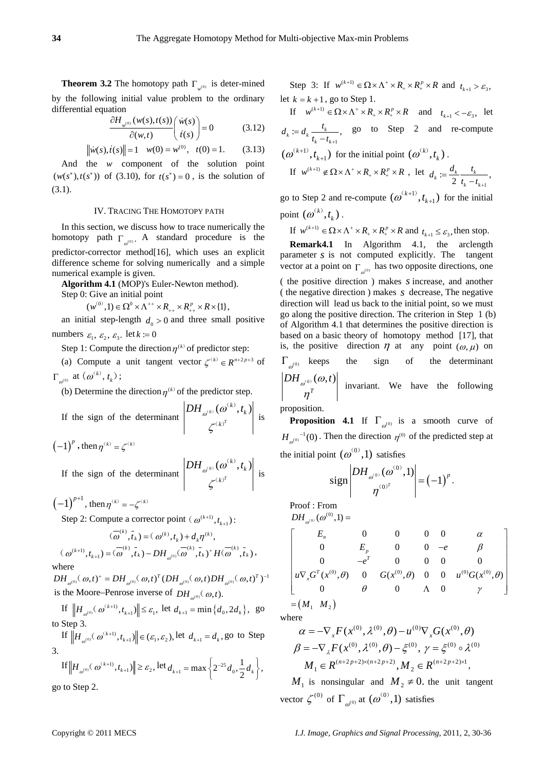**Theorem 3.2** The homotopy path $\Gamma_{w^{(0)}}$ is deter-mined by the following initial value problem to the ordinary differential equation

$$\frac{\partial H_{w^{(0)}}(w(s),t(s))}{\partial(w,t)}\begin{pmatrix}\dot{w}(s)\\ \dot{t}(s)\end{pmatrix}=0 \qquad (3.12)$$

$$\|\dot{w}(s),\dot{t}(s)\|=1 \quad w(0)=w^{(0)}, \quad t(0)=1. \qquad (3.13)$$

And the $w$ component of the solution point $(w(s^*),t(s^*))$ of (3.10), for $t(s^*)=0$, is the solution of (3.1).

## IV. Tracing The Homotopy Path

In this section, we discuss how to trace numerically the homotopy path $\Gamma_{\omega^{(0)}}$. A standard procedure is the predictor-corrector method[16], which uses an explicit difference scheme for solving numerically and a simple numerical example is given.

**Algorithm 4.1** (MOP)'s Euler-Newton method).

Step 0: Give an initial point

$$(w^{(0)},1)\in\Omega^0\times\Lambda^{++}\times R_{++}\times R_{++}^p\times R\times\{1\},$$

an initial step-length $d_0>0$ and three small positive numbers $\varepsilon_1$, $\varepsilon_2$, $\varepsilon_3$. let $k:=0$

Step 1: Compute the direction $\eta^{(k)}$ of predictor step:

(a) Compute a unit tangent vector $\zeta^{(k)}\in R^{n+2p+3}$ of $\Gamma_{\omega^{(0)}}$ at $(\omega^{(k)},t_k)$;

(b) Determine the direction $\eta^{(k)}$ of the predictor step.

If the sign of the determinant $\begin{vmatrix}DH_{\omega^{(0)}}(\omega^{(k)},t_k)\\ \zeta^{(k)T}\end{vmatrix}$ is $(-1)^p$, then $\eta^{(k)}=\zeta^{(k)}$

If the sign of the determinant $\begin{vmatrix}DH_{\omega^{(0)}}(\omega^{(k)},t_k)\\ \zeta^{(k)T}\end{vmatrix}$ is $(-1)^{p+1}$, then $\eta^{(k)}=-\zeta^{(k)}$

Step 2: Compute a corrector point $(\omega^{(k+1)},t_{k+1})$:

$$(\overline{\omega}^{(k)},\bar{t}_k)=(\omega^{(k)},t_k)+d_k\eta^{(k)},$$

$$(\omega^{(k+1)},t_{k+1})=(\overline{\omega}^{(k)},\bar{t}_k)-DH_{\omega^{(0)}}(\overline{\omega}^{(k)},\bar{t}_k)^+H(\overline{\omega}^{(k)},\bar{t}_k),$$

where

$$DH_{\omega^{(0)}}(\omega,t)^+=DH_{\omega^{(0)}}(\omega,t)^T(DH_{\omega^{(0)}}(\omega,t)DH_{\omega^{(0)}}(\omega,t)^T)^{-1}$$

is the Moore–Penrose inverse of $DH_{\omega^{(0)}}(\omega,t)$.

If $\|H_{\omega^{(0)}}(\omega^{(k+1)},t_{k+1})\|\le\varepsilon_1$, let $d_{k+1}=\min\{d_0,2d_k\}$, go to Step 3.

If $\|H_{\omega^{(0)}}(\omega^{(k+1)},t_{k+1})\|\in(\varepsilon_1,\varepsilon_2)$, let $d_{k+1}=d_k$, go to Step 3.

If $\|H_{\omega^{(0)}}(\omega^{(k+1)},t_{k+1})\|\ge\varepsilon_2$, let $d_{k+1}=\max\left\{2^{-25}d_0,\frac{1}{2}d_k\right\}$, go to Step 2.

Step 3: If $w^{(k+1)}\in\Omega\times\Lambda^+\times R_+\times R_+^p\times R$ and $t_{k+1}>\varepsilon_3$, let $k=k+1$, go to Step 1.

If $w^{(k+1)}\in\Omega\times\Lambda^+\times R_+\times R_+^p\times R$ and $t_{k+1}<-\varepsilon_3$, let $d_k:=d_k\frac{t_k}{t_k-t_{k+1}}$, go to Step 2 and re-compute $(\omega^{(k+1)},t_{k+1})$ for the initial point $(\omega^{(k)},t_k)$.

If $w^{(k+1)}\notin\Omega\times\Lambda^+\times R_+\times R_+^p\times R$, let $d_k:=\frac{d_k}{2}\frac{t_k}{t_k-t_{k+1}}$, go to Step 2 and re-compute $(\omega^{(k+1)},t_{k+1})$ for the initial point $(\omega^{(k)},t_k)$.

If $w^{(k+1)}\in\Omega\times\Lambda^+\times R_+\times R_+^p\times R$ and $t_{k+1}\le\varepsilon_3$, then stop.

**Remark4.1** In Algorithm 4.1, the arclength parameter $s$ is not computed explicitly. The tangent vector at a point on $\Gamma_{\omega^{(0)}}$ has two opposite directions, one ( the positive direction ) makes $s$ increase, and another ( the negative direction ) makes $s$ decrease, The negative direction will lead us back to the initial point, so we must go along the positive direction. The criterion in Step 1 (b) of Algorithm 4.1 that determines the positive direction is based on a basic theory of homotopy method [17], that is, the positive direction $\eta$ at any point $(\omega,\mu)$ on $\Gamma_{\omega^{(0)}}$ keeps the sign of the determinant $\begin{vmatrix}DH_{\omega^{(0)}}(\omega,t)\\ \eta^T\end{vmatrix}$ invariant. We have the following proposition.

**Proposition 4.1** If $\Gamma_{\omega^{(0)}}$ is a smooth curve of $H_{\omega^{(0)}}{}^{-1}(0)$. Then the direction $\eta^{(0)}$ of the predicted step at the initial point $(\omega^{(0)},1)$ satisfies

$$\operatorname{sign}\begin{vmatrix}DH_{\omega^{(0)}}(\omega^{(0)},1)\\ \eta^{(0)T}\end{vmatrix}=(-1)^p.$$

Proof : From

$$DH_{\omega^{(0)}}(\omega^{(0)},1)=$$

$$\begin{bmatrix}E_n & 0 & 0 & 0 & 0 & \alpha\\ 0 & E_p & 0 & 0 & -e & \beta\\ 0 & -e^T & 0 & 0 & 0 & 0\\ u\nabla_x G^T(x^{(0)},\theta) & 0 & G(x^{(0)},\theta) & 0 & 0 & u^{(0)}G(x^{(0)},\theta)\\ 0 & \theta & 0 & \Lambda & 0 & \gamma\end{bmatrix}$$

$$=\begin{pmatrix}M_1 & M_2\end{pmatrix}$$

where

$$\alpha=-\nabla_x F(x^{(0)},\lambda^{(0)},\theta)-u^{(0)}\nabla_x G(x^{(0)},\theta)$$

$$\beta=-\nabla_\lambda F(x^{(0)},\lambda^{(0)},\theta)-\xi^{(0)},\ \gamma=\xi^{(0)}\circ\lambda^{(0)}$$

$$M_1\in R^{(n+2p+2)\times(n+2p+2)},M_2\in R^{(n+2p+2)\times 1},$$

$M_1$ is nonsingular and $M_2\ne 0$. the unit tangent vector $\zeta^{(0)}$ of $\Gamma_{\omega^{(0)}}$ at $(\omega^{(0)},1)$ satisfies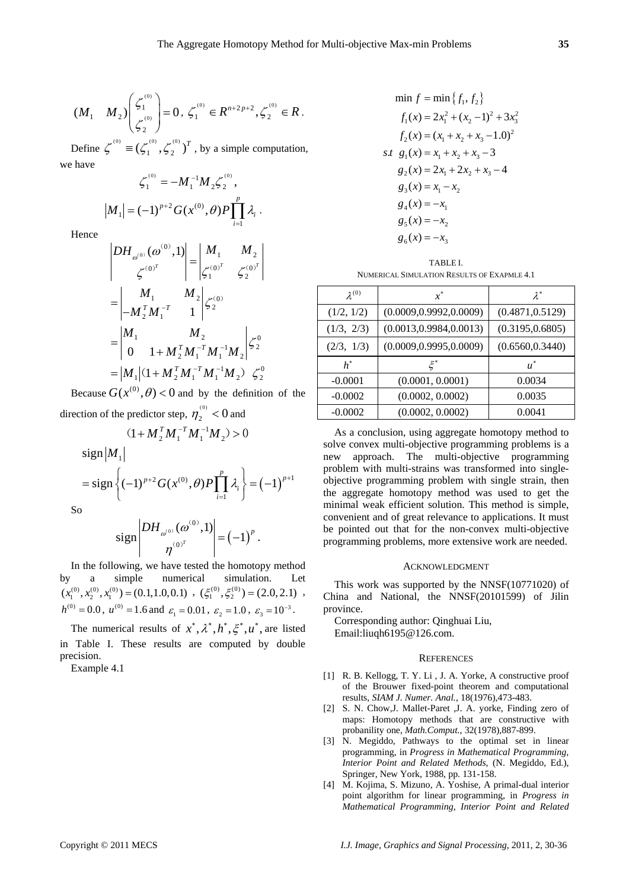$$(M_1 \quad M_2)\begin{pmatrix} \zeta_1^{(0)} \\ \zeta_2^{(0)} \end{pmatrix} = 0,\ \zeta_1^{(0)} \in R^{n+2p+2}, \zeta_2^{(0)} \in R.$$

Define $\zeta^{(0)} \equiv (\zeta_1^{(0)}, \zeta_2^{(0)})^T$, by a simple computation, we have

$$\zeta_1^{(0)} = -M_1^{-1}M_2\zeta_2^{(0)},$$

$$|M_1| = (-1)^{p+2}G(x^{(0)},\theta)P\prod_{i=1}^{p}\lambda_i.$$

Hence

$$\begin{vmatrix} DH_{\omega^{(0)}}(\omega^{(0)},1) \\ \zeta^{(0)^T} \end{vmatrix} = \begin{vmatrix} M_1 & M_2 \\ \zeta_1^{(0)^T} & \zeta_2^{(0)^T} \end{vmatrix}$$

$$= \begin{vmatrix} M_1 & M_2 \\ -M_2^T M_1^{-T} & 1 \end{vmatrix} \zeta_2^{(0)}$$

$$= \begin{vmatrix} M_1 & M_2 \\ 0 & 1 + M_2^T M_1^{-T} M_1^{-1} M_2 \end{vmatrix} \zeta_2^0$$

$$= |M_1| (1 + M_2^T M_1^{-T} M_1^{-1} M_2)\ \zeta_2^0$$

Because $G(x^{(0)},\theta) < 0$ and by the definition of the direction of the predictor step, $\eta_2^{(0)} < 0$ and

$$(1 + M_2^T M_1^{-T} M_1^{-1} M_2) > 0$$

$$\operatorname{sign}|M_1|$$

$$= \operatorname{sign}\left\{(-1)^{p+2}G(x^{(0)},\theta)P\prod_{i=1}^{p}\lambda_i\right\} = (-1)^{p+1}$$

So

$$\operatorname{sign}\begin{vmatrix} DH_{\omega^{(0)}}(\omega^{(0)},1) \\ \eta^{(0)^T} \end{vmatrix} = (-1)^p.$$

In the following, we have tested the homotopy method by a simple numerical simulation. Let $(x_1^{(0)}, x_2^{(0)}, x_1^{(0)}) = (0.1, 1.0, 0.1)$, $(\xi_1^{(0)}, \xi_2^{(0)}) = (2.0, 2.1)$, $h^{(0)} = 0.0$, $u^{(0)} = 1.6$ and $\varepsilon_1 = 0.01$, $\varepsilon_2 = 1.0$, $\varepsilon_3 = 10^{-3}$.

The numerical results of $x^*, \lambda^*, h^*, \xi^*, u^*$, are listed in Table I. These results are computed by double precision.

Example 4.1

$$\min\ f = \min\{f_1, f_2\}$$
$$f_1(x) = 2x_1^2 + (x_2 - 1)^2 + 3x_3^2$$
$$f_2(x) = (x_1 + x_2 + x_3 - 1.0)^2$$
$$s.t\ \ g_1(x) = x_1 + x_2 + x_3 - 3$$
$$g_2(x) = 2x_1 + 2x_2 + x_3 - 4$$
$$g_3(x) = x_1 - x_2$$
$$g_4(x) = -x_1$$
$$g_5(x) = -x_2$$
$$g_6(x) = -x_3$$

TABLE I.
NUMERICAL SIMULATION RESULTS OF EXAPMLE 4.1

| $\lambda^{(0)}$ | $x^*$ | $\lambda^*$ |
|---|---|---|
| (1/2, 1/2) | (0.0009,0.9992,0.0009) | (0.4871,0.5129) |
| (1/3, 2/3) | (0.0013,0.9984,0.0013) | (0.3195,0.6805) |
| (2/3, 1/3) | (0.0009,0.9995,0.0009) | (0.6560,0.3440) |
| $h^*$ | $\xi^*$ | $u^*$ |
| -0.0001 | (0.0001, 0.0001) | 0.0034 |
| -0.0002 | (0.0002, 0.0002) | 0.0035 |
| -0.0002 | (0.0002, 0.0002) | 0.0041 |

As a conclusion, using aggregate homotopy method to solve convex multi-objective programming problems is a new approach. The multi-objective programming problem with multi-strains was transformed into single-objective programming problem with single strain, then the aggregate homotopy method was used to get the minimal weak efficient solution. This method is simple, convenient and of great relevance to applications. It must be pointed out that for the non-convex multi-objective programming problems, more extensive work are needed.

## ACKNOWLEDGMENT

This work was supported by the NNSF(10771020) of China and National, the NNSF(20101599) of Jilin province.

Corresponding author: Qinghuai Liu,
Email:liuqh6195@126.com.

## REFERENCES

[1] R. B. Kellogg, T. Y. Li , J. A. Yorke, A constructive proof of the Brouwer fixed-point theorem and computational results, *SIAM J. Numer. Anal.*, 18(1976),473-483.

[2] S. N. Chow,J. Mallet-Paret ,J. A. yorke, Finding zero of maps: Homotopy methods that are constructive with probanility one, *Math.Comput.*, 32(1978),887-899.

[3] N. Megiddo, Pathways to the optimal set in linear programming, in *Progress in Mathematical Programming, Interior Point and Related Methods*, (N. Megiddo, Ed.), Springer, New York, 1988, pp. 131-158.

[4] M. Kojima, S. Mizuno, A. Yoshise, A primal-dual interior point algorithm for linear programming, in *Progress in Mathematical Programming, Interior Point and Related*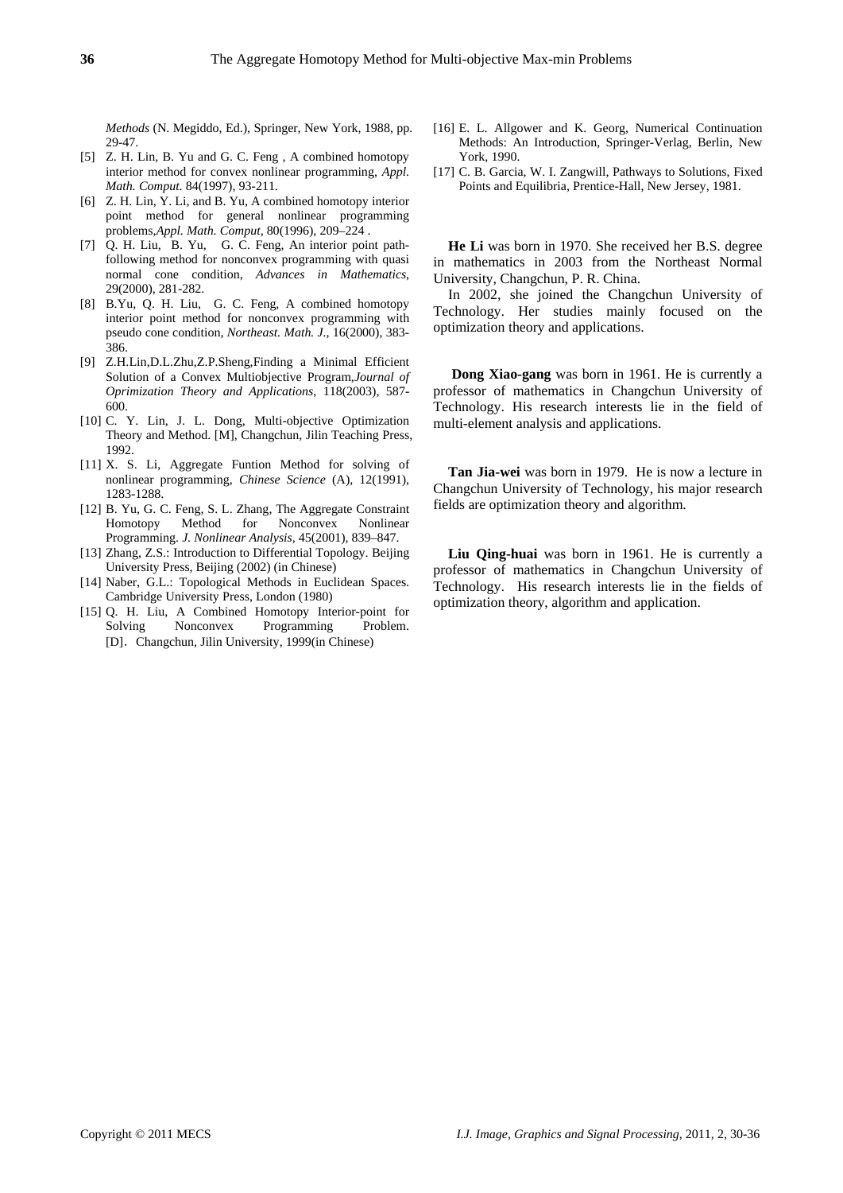*Methods* (N. Megiddo, Ed.), Springer, New York, 1988, pp. 29-47.

[5] Z. H. Lin, B. Yu and G. C. Feng , A combined homotopy interior method for convex nonlinear programming, *Appl. Math. Comput.* 84(1997), 93-211.

[6] Z. H. Lin, Y. Li, and B. Yu, A combined homotopy interior point method for general nonlinear programming problems,*Appl. Math. Comput*, 80(1996), 209–224 .

[7] Q. H. Liu, B. Yu, G. C. Feng, An interior point path-following method for nonconvex programming with quasi normal cone condition, *Advances in Mathematics*, 29(2000), 281-282.

[8] B.Yu, Q. H. Liu, G. C. Feng, A combined homotopy interior point method for nonconvex programming with pseudo cone condition, *Northeast. Math. J.*, 16(2000), 383-386.

[9] Z.H.Lin,D.L.Zhu,Z.P.Sheng,Finding a Minimal Efficient Solution of a Convex Multiobjective Program,*Journal of Oprimization Theory and Applications*, 118(2003), 587-600.

[10] C. Y. Lin, J. L. Dong, Multi-objective Optimization Theory and Method. [M], Changchun, Jilin Teaching Press, 1992.

[11] X. S. Li, Aggregate Funtion Method for solving of nonlinear programming, *Chinese Science* (A), 12(1991), 1283-1288.

[12] B. Yu, G. C. Feng, S. L. Zhang, The Aggregate Constraint Homotopy Method for Nonconvex Nonlinear Programming. *J. Nonlinear Analysis,* 45(2001), 839–847.

[13] Zhang, Z.S.: Introduction to Differential Topology. Beijing University Press, Beijing (2002) (in Chinese)

[14] Naber, G.L.: Topological Methods in Euclidean Spaces. Cambridge University Press, London (1980)

[15] Q. H. Liu, A Combined Homotopy Interior-point for Solving Nonconvex Programming Problem. [D]. Changchun, Jilin University, 1999(in Chinese)

[16] E. L. Allgower and K. Georg, Numerical Continuation Methods: An Introduction, Springer-Verlag, Berlin, New York, 1990.

[17] C. B. Garcia, W. I. Zangwill, Pathways to Solutions, Fixed Points and Equilibria, Prentice-Hall, New Jersey, 1981.

**He Li** was born in 1970. She received her B.S. degree in mathematics in 2003 from the Northeast Normal University, Changchun, P. R. China.

In 2002, she joined the Changchun University of Technology. Her studies mainly focused on the optimization theory and applications.

**Dong Xiao-gang** was born in 1961. He is currently a professor of mathematics in Changchun University of Technology. His research interests lie in the field of multi-element analysis and applications.

**Tan Jia-wei** was born in 1979. He is now a lecture in Changchun University of Technology, his major research fields are optimization theory and algorithm.

**Liu Qing-huai** was born in 1961. He is currently a professor of mathematics in Changchun University of Technology. His research interests lie in the fields of optimization theory, algorithm and application.